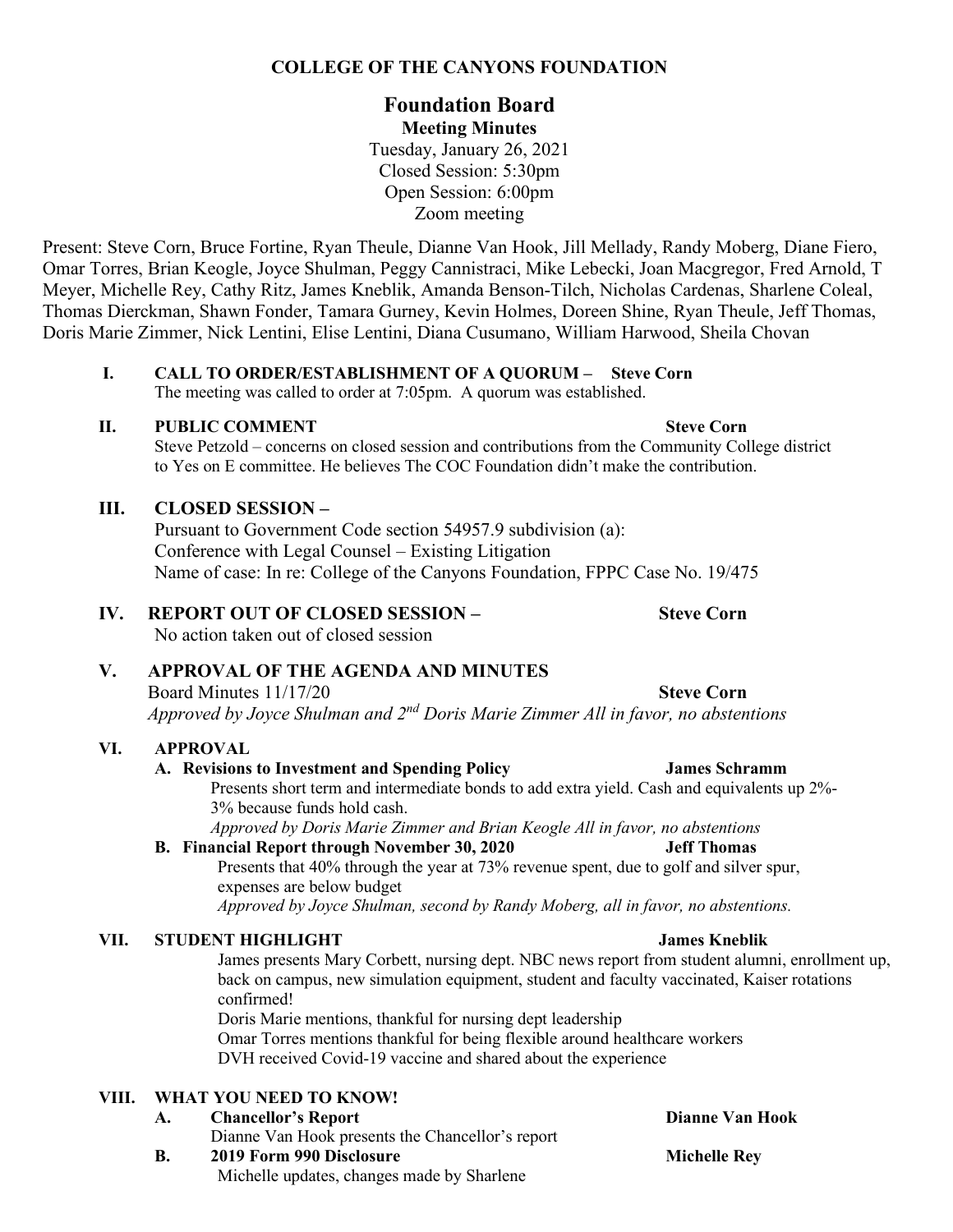**COLLEGE OF THE CANYONS FOUNDATION**

# Foundation Board

**Meeting Minutes**

Tuesday, January 26, 2021
Closed Session: 5:30pm
Open Session: 6:00pm
Zoom meeting

Present: Steve Corn, Bruce Fortine, Ryan Theule, Dianne Van Hook, Jill Mellady, Randy Moberg, Diane Fiero, Omar Torres, Brian Keogle, Joyce Shulman, Peggy Cannistraci, Mike Lebecki, Joan Macgregor, Fred Arnold, T Meyer, Michelle Rey, Cathy Ritz, James Kneblik, Amanda Benson-Tilch, Nicholas Cardenas, Sharlene Coleal, Thomas Dierckman, Shawn Fonder, Tamara Gurney, Kevin Holmes, Doreen Shine, Ryan Theule, Jeff Thomas, Doris Marie Zimmer, Nick Lentini, Elise Lentini, Diana Cusumano, William Harwood, Sheila Chovan

**I. CALL TO ORDER/ESTABLISHMENT OF A QUORUM – Steve Corn**
The meeting was called to order at 7:05pm. A quorum was established.

**II. PUBLIC COMMENT — Steve Corn**
Steve Petzold – concerns on closed session and contributions from the Community College district to Yes on E committee. He believes The COC Foundation didn't make the contribution.

**III. CLOSED SESSION –**
Pursuant to Government Code section 54957.9 subdivision (a):
Conference with Legal Counsel – Existing Litigation
Name of case: In re: College of the Canyons Foundation, FPPC Case No. 19/475

**IV. REPORT OUT OF CLOSED SESSION – Steve Corn**
No action taken out of closed session

**V. APPROVAL OF THE AGENDA AND MINUTES**
Board Minutes 11/17/20 — **Steve Corn**
*Approved by Joyce Shulman and 2nd Doris Marie Zimmer All in favor, no abstentions*

**VI. APPROVAL**

**A. Revisions to Investment and Spending Policy — James Schramm**
Presents short term and intermediate bonds to add extra yield. Cash and equivalents up 2%-3% because funds hold cash.
*Approved by Doris Marie Zimmer and Brian Keogle All in favor, no abstentions*

**B. Financial Report through November 30, 2020 — Jeff Thomas**
Presents that 40% through the year at 73% revenue spent, due to golf and silver spur, expenses are below budget
*Approved by Joyce Shulman, second by Randy Moberg, all in favor, no abstentions.*

**VII. STUDENT HIGHLIGHT — James Kneblik**
James presents Mary Corbett, nursing dept. NBC news report from student alumni, enrollment up, back on campus, new simulation equipment, student and faculty vaccinated, Kaiser rotations confirmed!
Doris Marie mentions, thankful for nursing dept leadership
Omar Torres mentions thankful for being flexible around healthcare workers
DVH received Covid-19 vaccine and shared about the experience

**VIII. WHAT YOU NEED TO KNOW!**

**A. Chancellor's Report — Dianne Van Hook**
Dianne Van Hook presents the Chancellor's report

**B. 2019 Form 990 Disclosure — Michelle Rey**
Michelle updates, changes made by Sharlene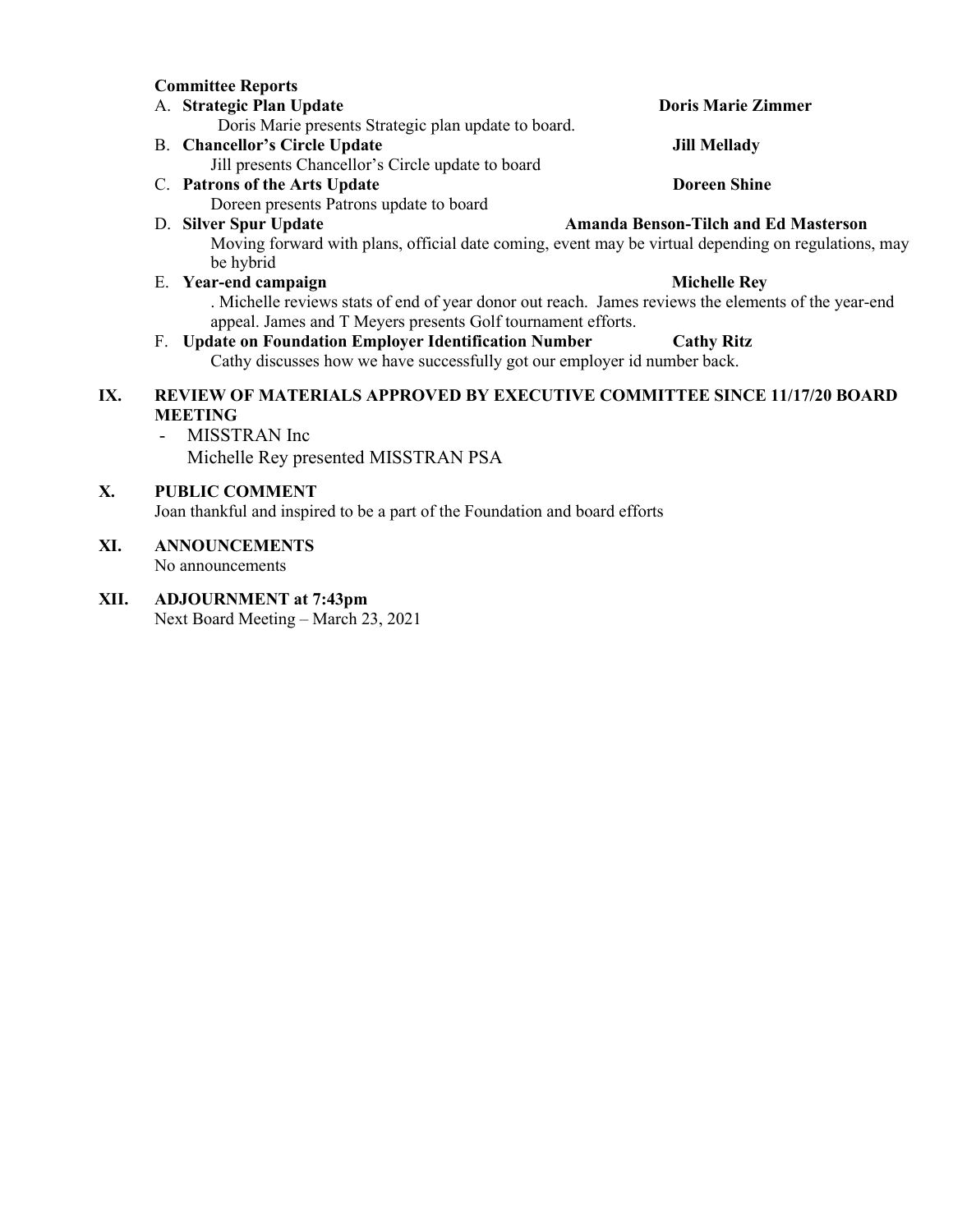**Committee Reports**

A. **Strategic Plan Update** **Doris Marie Zimmer**
   Doris Marie presents Strategic plan update to board.

B. **Chancellor's Circle Update** **Jill Mellady**
   Jill presents Chancellor's Circle update to board

C. **Patrons of the Arts Update** **Doreen Shine**
   Doreen presents Patrons update to board

D. **Silver Spur Update** **Amanda Benson-Tilch and Ed Masterson**
   Moving forward with plans, official date coming, event may be virtual depending on regulations, may be hybrid

E. **Year-end campaign** **Michelle Rey**
   . Michelle reviews stats of end of year donor out reach. James reviews the elements of the year-end appeal. James and T Meyers presents Golf tournament efforts.

F. **Update on Foundation Employer Identification Number** **Cathy Ritz**
   Cathy discusses how we have successfully got our employer id number back.

## IX. REVIEW OF MATERIALS APPROVED BY EXECUTIVE COMMITTEE SINCE 11/17/20 BOARD MEETING

- MISSTRAN Inc
  Michelle Rey presented MISSTRAN PSA

## X. PUBLIC COMMENT

Joan thankful and inspired to be a part of the Foundation and board efforts

## XI. ANNOUNCEMENTS

No announcements

## XII. ADJOURNMENT at 7:43pm

Next Board Meeting – March 23, 2021